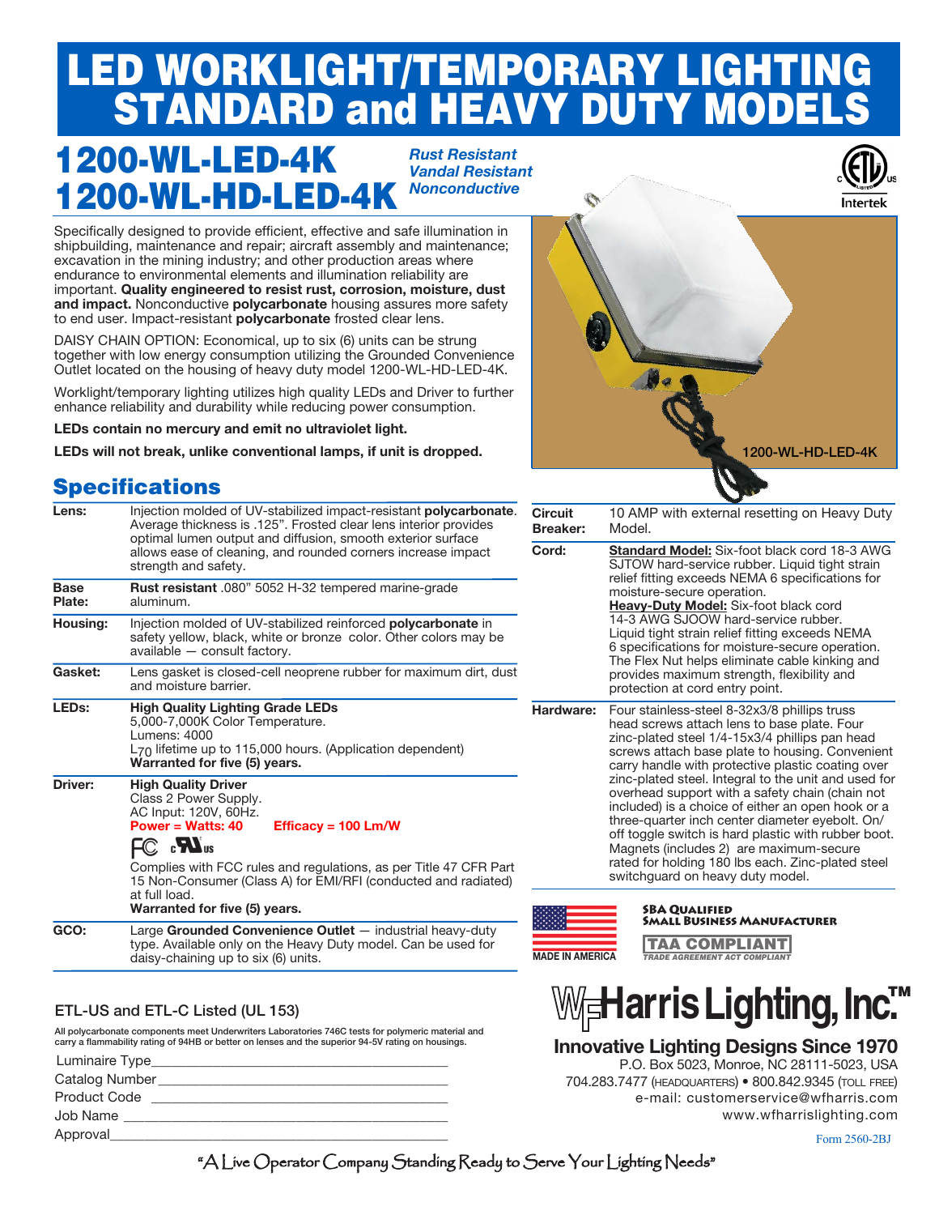# LED WORKLIGHT/TEMPORARY LIGHTING STANDARD and HEAVY DUTY MODELS

## 1200-WL-LED-4K
## 1200-WL-HD-LED-4K

***Rust Resistant***
***Vandal Resistant***
***Nonconductive***

Specifically designed to provide efficient, effective and safe illumination in shipbuilding, maintenance and repair; aircraft assembly and maintenance; excavation in the mining industry; and other production areas where endurance to environmental elements and illumination reliability are important. **Quality engineered to resist rust, corrosion, moisture, dust and impact.** Nonconductive **polycarbonate** housing assures more safety to end user. Impact-resistant **polycarbonate** frosted clear lens.

DAISY CHAIN OPTION: Economical, up to six (6) units can be strung together with low energy consumption utilizing the Grounded Convenience Outlet located on the housing of heavy duty model 1200-WL-HD-LED-4K.

Worklight/temporary lighting utilizes high quality LEDs and Driver to further enhance reliability and durability while reducing power consumption.

**LEDs contain no mercury and emit no ultraviolet light.**

**LEDs will not break, unlike conventional lamps, if unit is dropped.**

1200-WL-HD-LED-4K

## Specifications

| | |
|---|---|
| **Lens:** | Injection molded of UV-stabilized impact-resistant **polycarbonate**. Average thickness is .125". Frosted clear lens interior provides optimal lumen output and diffusion, smooth exterior surface allows ease of cleaning, and rounded corners increase impact strength and safety. |
| **Base Plate:** | **Rust resistant** .080" 5052 H-32 tempered marine-grade aluminum. |
| **Housing:** | Injection molded of UV-stabilized reinforced **polycarbonate** in safety yellow, black, white or bronze color. Other colors may be available — consult factory. |
| **Gasket:** | Lens gasket is closed-cell neoprene rubber for maximum dirt, dust and moisture barrier. |
| **LEDs:** | **High Quality Lighting Grade LEDs**<br>5,000-7,000K Color Temperature.<br>Lumens: 4000<br>$L_{70}$ lifetime up to 115,000 hours. (Application dependent)<br>**Warranted for five (5) years.** |
| **Driver:** | **High Quality Driver**<br>Class 2 Power Supply.<br>AC Input: 120V, 60Hz.<br>**Power = Watts: 40** **Efficacy = 100 Lm/W**<br>FC cULus<br>Complies with FCC rules and regulations, as per Title 47 CFR Part 15 Non-Consumer (Class A) for EMI/RFI (conducted and radiated) at full load.<br>**Warranted for five (5) years.** |
| **GCO:** | Large **Grounded Convenience Outlet** — industrial heavy-duty type. Available only on the Heavy Duty model. Can be used for daisy-chaining up to six (6) units. |
| **Circuit Breaker:** | 10 AMP with external resetting on Heavy Duty Model. |
| **Cord:** | **Standard Model:** Six-foot black cord 18-3 AWG SJTOW hard-service rubber. Liquid tight strain relief fitting exceeds NEMA 6 specifications for moisture-secure operation.<br>**Heavy-Duty Model:** Six-foot black cord 14-3 AWG SJOOW hard-service rubber. Liquid tight strain relief fitting exceeds NEMA 6 specifications for moisture-secure operation. The Flex Nut helps eliminate cable kinking and provides maximum strength, flexibility and protection at cord entry point. |
| **Hardware:** | Four stainless-steel 8-32x3/8 phillips truss head screws attach lens to base plate. Four zinc-plated steel 1/4-15x3/4 phillips pan head screws attach base plate to housing. Convenient carry handle with protective plastic coating over zinc-plated steel. Integral to the unit and used for overhead support with a safety chain (chain not included) is a choice of either an open hook or a three-quarter inch center diameter eyebolt. On/off toggle switch is hard plastic with rubber boot. Magnets (includes 2) are maximum-secure rated for holding 180 lbs each. Zinc-plated steel switchguard on heavy duty model. |

MADE IN AMERICA

SBA QUALIFIED SMALL BUSINESS MANUFACTURER

TAA COMPLIANT — TRADE AGREEMENT ACT COMPLIANT

### ETL-US and ETL-C Listed (UL 153)

All polycarbonate components meet Underwriters Laboratories 746C tests for polymeric material and carry a flammability rating of 94HB or better on lenses and the superior 94-5V rating on housings.

Luminaire Type\_\_\_\_\_\_\_\_\_\_\_\_\_\_\_\_\_\_\_\_\_\_\_\_\_\_\_\_\_\_\_\_\_\_

Catalog Number\_\_\_\_\_\_\_\_\_\_\_\_\_\_\_\_\_\_\_\_\_\_\_\_\_\_\_\_\_\_\_\_

Product Code \_\_\_\_\_\_\_\_\_\_\_\_\_\_\_\_\_\_\_\_\_\_\_\_\_\_\_\_\_\_\_\_\_

Job Name \_\_\_\_\_\_\_\_\_\_\_\_\_\_\_\_\_\_\_\_\_\_\_\_\_\_\_\_\_\_\_\_\_\_\_\_

Approval\_\_\_\_\_\_\_\_\_\_\_\_\_\_\_\_\_\_\_\_\_\_\_\_\_\_\_\_\_\_\_\_\_\_\_\_\_

**WF Harris Lighting, Inc.™**

**Innovative Lighting Designs Since 1970**

P.O. Box 5023, Monroe, NC 28111-5023, USA
704.283.7477 (HEADQUARTERS) • 800.842.9345 (TOLL FREE)
e-mail: customerservice@wfharris.com
www.wfharrislighting.com

Form 2560-2BJ

"A Live Operator Company Standing Ready to Serve Your Lighting Needs"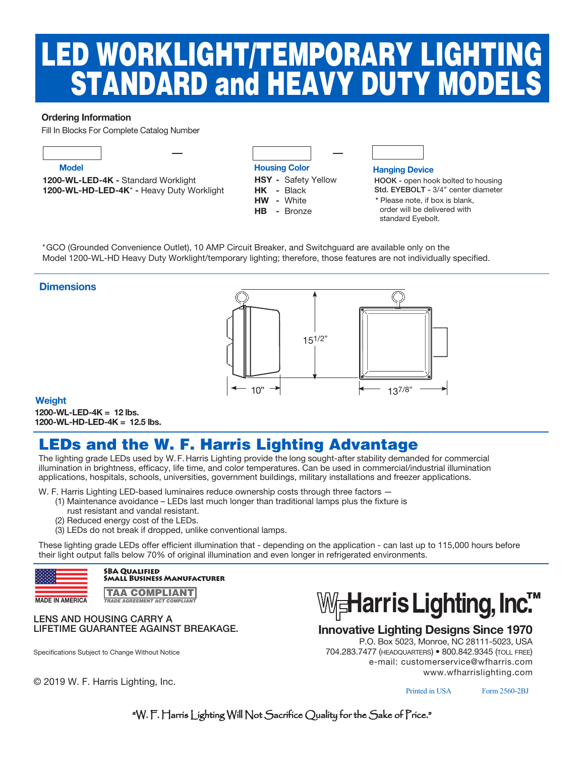# LED WORKLIGHT/TEMPORARY LIGHTING STANDARD and HEAVY DUTY MODELS

**Ordering Information**

Fill In Blocks For Complete Catalog Number

[ ] — [ ] — [ ]

**Model**

**1200-WL-LED-4K -** Standard Worklight
**1200-WL-HD-LED-4K*** **-** Heavy Duty Worklight

**Housing Color**

- **HSY** - Safety Yellow
- **HK** - Black
- **HW** - White
- **HB** - Bronze

**Hanging Device**

**HOOK -** open hook bolted to housing
**Std. EYEBOLT -** 3/4" center diameter

\* Please note, if box is blank, order will be delivered with standard Eyebolt.

*GCO (Grounded Convenience Outlet), 10 AMP Circuit Breaker, and Switchguard are available only on the Model 1200-WL-HD Heavy Duty Worklight/temporary lighting; therefore, those features are not individually specified.

## Dimensions

15 1/2"
10"
13 7/8"

## Weight

**1200-WL-LED-4K = 12 lbs.**
**1200-WL-HD-LED-4K = 12.5 lbs.**

## LEDs and the W. F. Harris Lighting Advantage

The lighting grade LEDs used by W. F. Harris Lighting provide the long sought-after stability demanded for commercial illumination in brightness, efficacy, life time, and color temperatures. Can be used in commercial/industrial illumination applications, hospitals, schools, universities, government buildings, military installations and freezer applications.

W. F. Harris Lighting LED-based luminaires reduce ownership costs through three factors —

(1) Maintenance avoidance – LEDs last much longer than traditional lamps plus the fixture is rust resistant and vandal resistant.
(2) Reduced energy cost of the LEDs.
(3) LEDs do not break if dropped, unlike conventional lamps.

These lighting grade LEDs offer efficient illumination that - depending on the application - can last up to 115,000 hours before their light output falls below 70% of original illumination and even longer in refrigerated environments.

MADE IN AMERICA

SBA QUALIFIED
SMALL BUSINESS MANUFACTURER

TAA COMPLIANT
TRADE AGREEMENT ACT COMPLIANT

LENS AND HOUSING CARRY A LIFETIME GUARANTEE AGAINST BREAKAGE.

Specifications Subject to Change Without Notice

© 2019 W. F. Harris Lighting, Inc.

**WF Harris Lighting, Inc.™**

**Innovative Lighting Designs Since 1970**

P.O. Box 5023, Monroe, NC 28111-5023, USA
704.283.7477 (HEADQUARTERS) • 800.842.9345 (TOLL FREE)
e-mail: customerservice@wfharris.com
www.wfharrislighting.com

Printed in USA Form 2560-2BJ

"W. F. Harris Lighting Will Not Sacrifice Quality for the Sake of Price."